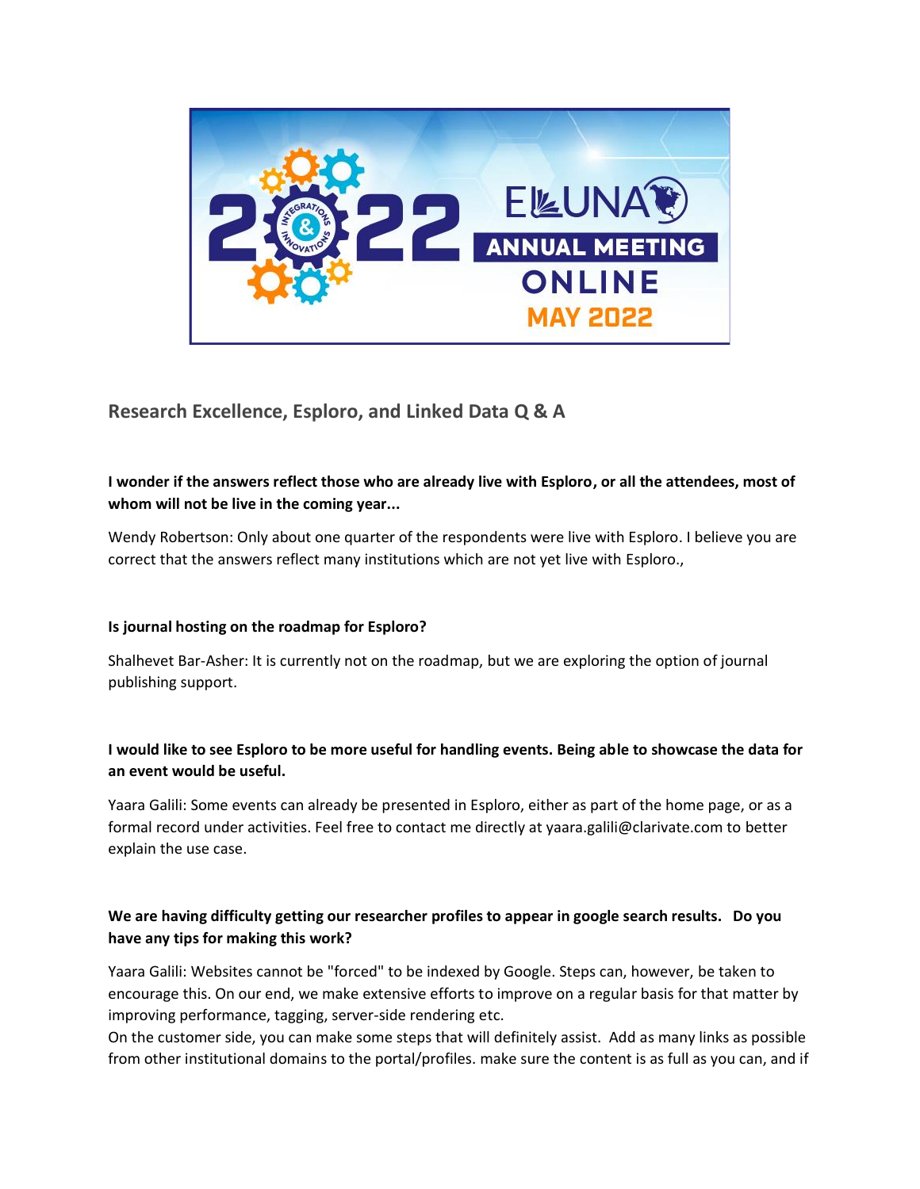## Research Excellence, Esploro, and Linked Data Q & A

**I wonder if the answers reflect those who are already live with Esploro, or all the attendees, most of whom will not be live in the coming year...**

Wendy Robertson: Only about one quarter of the respondents were live with Esploro. I believe you are correct that the answers reflect many institutions which are not yet live with Esploro.,

**Is journal hosting on the roadmap for Esploro?**

Shalhevet Bar-Asher: It is currently not on the roadmap, but we are exploring the option of journal publishing support.

**I would like to see Esploro to be more useful for handling events. Being able to showcase the data for an event would be useful.**

Yaara Galili: Some events can already be presented in Esploro, either as part of the home page, or as a formal record under activities. Feel free to contact me directly at yaara.galili@clarivate.com to better explain the use case.

**We are having difficulty getting our researcher profiles to appear in google search results. Do you have any tips for making this work?**

Yaara Galili: Websites cannot be "forced" to be indexed by Google. Steps can, however, be taken to encourage this. On our end, we make extensive efforts to improve on a regular basis for that matter by improving performance, tagging, server-side rendering etc.
On the customer side, you can make some steps that will definitely assist. Add as many links as possible from other institutional domains to the portal/profiles. make sure the content is as full as you can, and if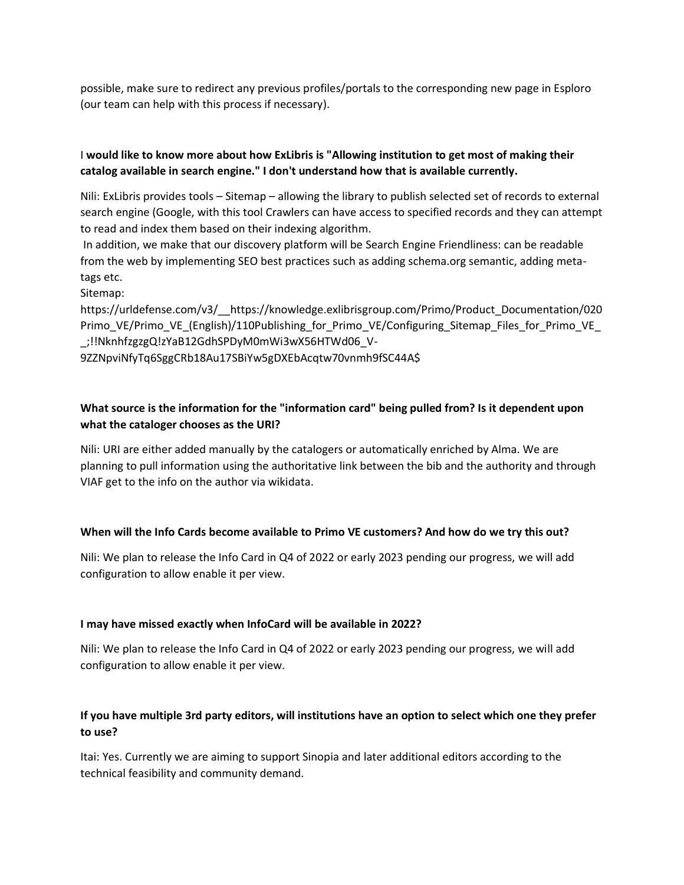possible, make sure to redirect any previous profiles/portals to the corresponding new page in Esploro (our team can help with this process if necessary).

I **would like to know more about how ExLibris is "Allowing institution to get most of making their catalog available in search engine." I don't understand how that is available currently.**

Nili: ExLibris provides tools – Sitemap – allowing the library to publish selected set of records to external search engine (Google, with this tool Crawlers can have access to specified records and they can attempt to read and index them based on their indexing algorithm.

In addition, we make that our discovery platform will be Search Engine Friendliness: can be readable from the web by implementing SEO best practices such as adding schema.org semantic, adding meta-tags etc.

Sitemap:
https://urldefense.com/v3/__https://knowledge.exlibrisgroup.com/Primo/Product_Documentation/020Primo_VE/Primo_VE_(English)/110Publishing_for_Primo_VE/Configuring_Sitemap_Files_for_Primo_VE__;!!NknhfzgzgQ!zYaB12GdhSPDyM0mWi3wX56HTWd06_V-9ZZNpviNfyTq6SggCRb18Au17SBiYw5gDXEbAcqtw70vnmh9fSC44A$

**What source is the information for the "information card" being pulled from? Is it dependent upon what the cataloger chooses as the URI?**

Nili: URI are either added manually by the catalogers or automatically enriched by Alma. We are planning to pull information using the authoritative link between the bib and the authority and through VIAF get to the info on the author via wikidata.

**When will the Info Cards become available to Primo VE customers? And how do we try this out?**

Nili: We plan to release the Info Card in Q4 of 2022 or early 2023 pending our progress, we will add configuration to allow enable it per view.

**I may have missed exactly when InfoCard will be available in 2022?**

Nili: We plan to release the Info Card in Q4 of 2022 or early 2023 pending our progress, we will add configuration to allow enable it per view.

**If you have multiple 3rd party editors, will institutions have an option to select which one they prefer to use?**

Itai: Yes. Currently we are aiming to support Sinopia and later additional editors according to the technical feasibility and community demand.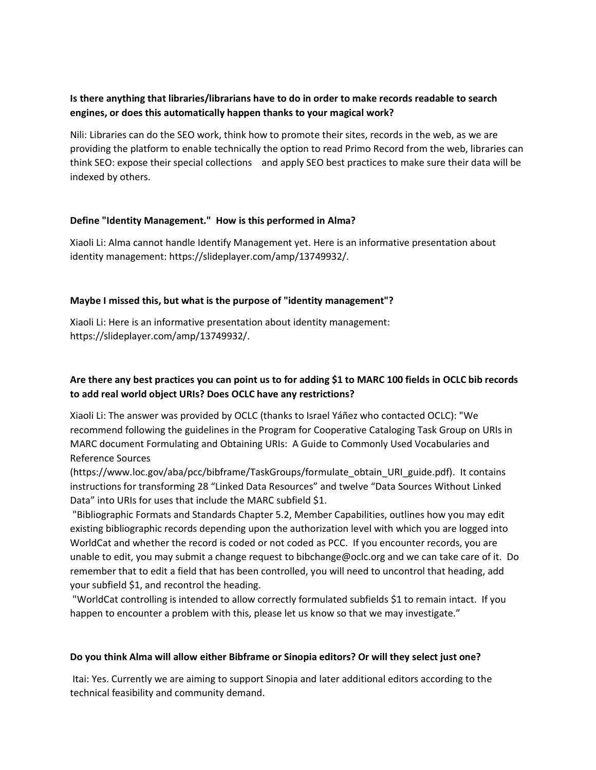**Is there anything that libraries/librarians have to do in order to make records readable to search engines, or does this automatically happen thanks to your magical work?**

Nili: Libraries can do the SEO work, think how to promote their sites, records in the web, as we are providing the platform to enable technically the option to read Primo Record from the web, libraries can think SEO: expose their special collections and apply SEO best practices to make sure their data will be indexed by others.

**Define "Identity Management." How is this performed in Alma?**

Xiaoli Li: Alma cannot handle Identify Management yet. Here is an informative presentation about identity management: https://slideplayer.com/amp/13749932/.

**Maybe I missed this, but what is the purpose of "identity management"?**

Xiaoli Li: Here is an informative presentation about identity management: https://slideplayer.com/amp/13749932/.

**Are there any best practices you can point us to for adding $1 to MARC 100 fields in OCLC bib records to add real world object URIs? Does OCLC have any restrictions?**

Xiaoli Li: The answer was provided by OCLC (thanks to Israel Yáñez who contacted OCLC): "We recommend following the guidelines in the Program for Cooperative Cataloging Task Group on URIs in MARC document Formulating and Obtaining URIs: A Guide to Commonly Used Vocabularies and Reference Sources (https://www.loc.gov/aba/pcc/bibframe/TaskGroups/formulate_obtain_URI_guide.pdf). It contains instructions for transforming 28 "Linked Data Resources" and twelve "Data Sources Without Linked Data" into URIs for uses that include the MARC subfield $1.

"Bibliographic Formats and Standards Chapter 5.2, Member Capabilities, outlines how you may edit existing bibliographic records depending upon the authorization level with which you are logged into WorldCat and whether the record is coded or not coded as PCC. If you encounter records, you are unable to edit, you may submit a change request to bibchange@oclc.org and we can take care of it. Do remember that to edit a field that has been controlled, you will need to uncontrol that heading, add your subfield $1, and recontrol the heading.

"WorldCat controlling is intended to allow correctly formulated subfields $1 to remain intact. If you happen to encounter a problem with this, please let us know so that we may investigate."

**Do you think Alma will allow either Bibframe or Sinopia editors? Or will they select just one?**

Itai: Yes. Currently we are aiming to support Sinopia and later additional editors according to the technical feasibility and community demand.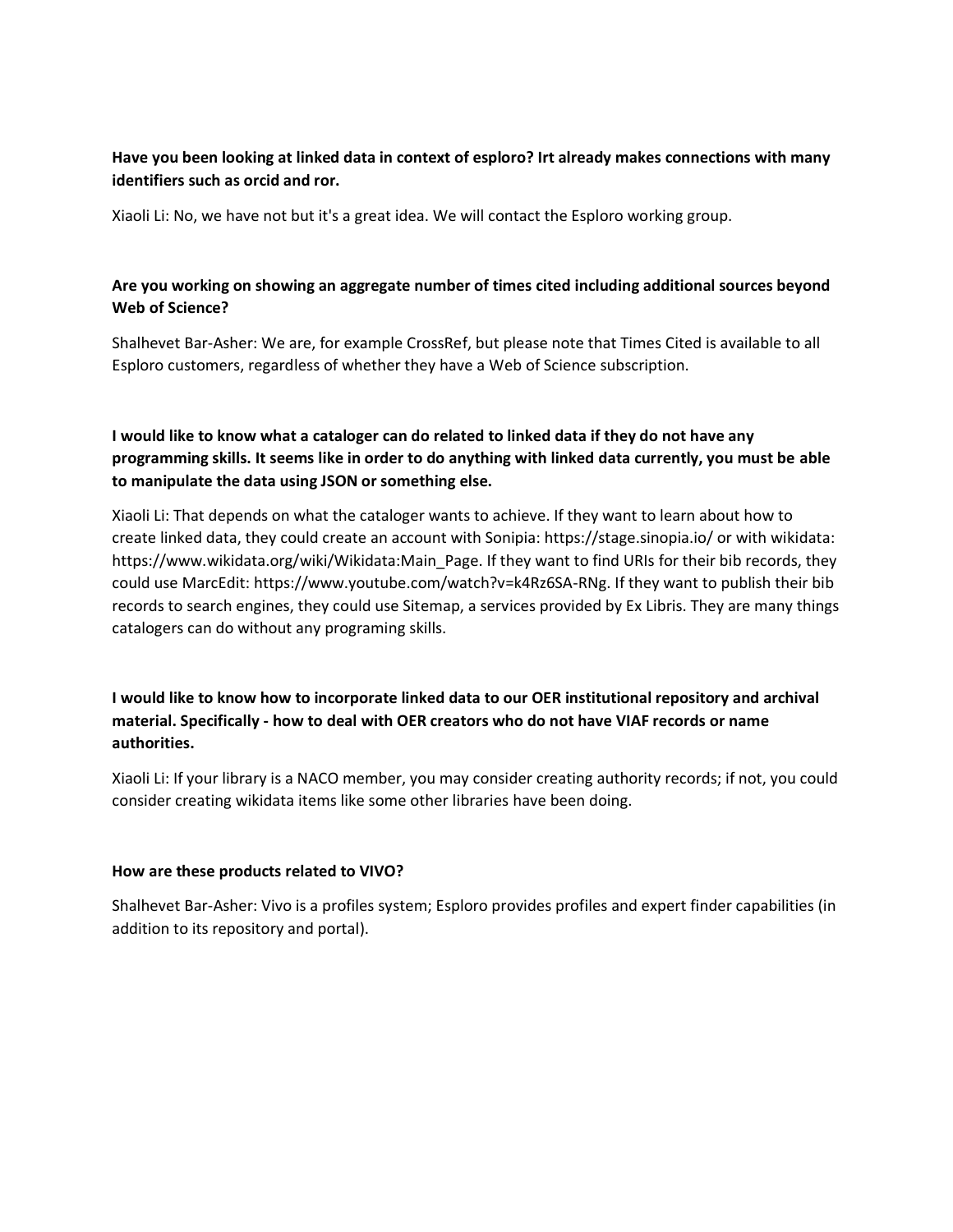**Have you been looking at linked data in context of esploro? Irt already makes connections with many identifiers such as orcid and ror.**

Xiaoli Li: No, we have not but it's a great idea. We will contact the Esploro working group.

**Are you working on showing an aggregate number of times cited including additional sources beyond Web of Science?**

Shalhevet Bar-Asher: We are, for example CrossRef, but please note that Times Cited is available to all Esploro customers, regardless of whether they have a Web of Science subscription.

**I would like to know what a cataloger can do related to linked data if they do not have any programming skills. It seems like in order to do anything with linked data currently, you must be able to manipulate the data using JSON or something else.**

Xiaoli Li: That depends on what the cataloger wants to achieve. If they want to learn about how to create linked data, they could create an account with Sonipia: https://stage.sinopia.io/ or with wikidata: https://www.wikidata.org/wiki/Wikidata:Main_Page. If they want to find URIs for their bib records, they could use MarcEdit: https://www.youtube.com/watch?v=k4Rz6SA-RNg. If they want to publish their bib records to search engines, they could use Sitemap, a services provided by Ex Libris. They are many things catalogers can do without any programing skills.

**I would like to know how to incorporate linked data to our OER institutional repository and archival material. Specifically - how to deal with OER creators who do not have VIAF records or name authorities.**

Xiaoli Li: If your library is a NACO member, you may consider creating authority records; if not, you could consider creating wikidata items like some other libraries have been doing.

**How are these products related to VIVO?**

Shalhevet Bar-Asher: Vivo is a profiles system; Esploro provides profiles and expert finder capabilities (in addition to its repository and portal).